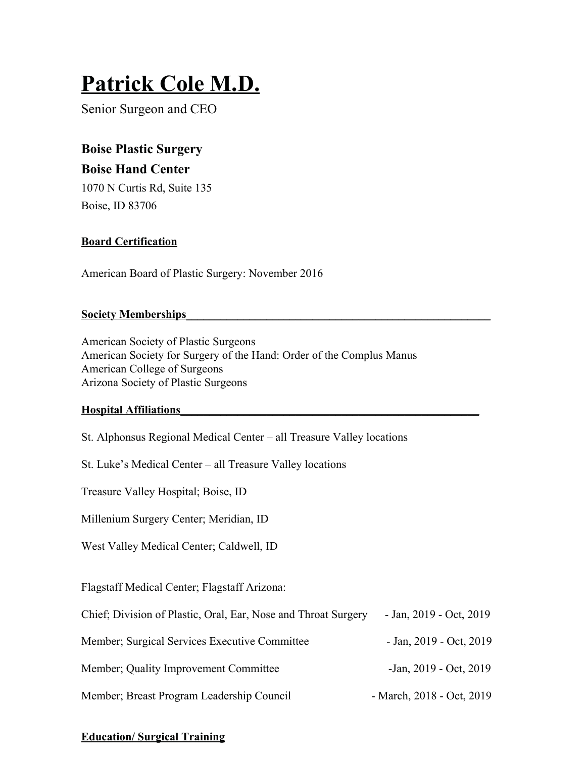# Patrick Cole M.D.

Senior Surgeon and CEO

### Boise Plastic Surgery

### Boise Hand Center

1070 N Curtis Rd, Suite 135
Boise, ID 83706

**Board Certification**

American Board of Plastic Surgery: November 2016

**Society Memberships**

American Society of Plastic Surgeons
American Society for Surgery of the Hand: Order of the Complus Manus
American College of Surgeons
Arizona Society of Plastic Surgeons

**Hospital Affiliations**

St. Alphonsus Regional Medical Center – all Treasure Valley locations

St. Luke's Medical Center – all Treasure Valley locations

Treasure Valley Hospital; Boise, ID

Millenium Surgery Center; Meridian, ID

West Valley Medical Center; Caldwell, ID

Flagstaff Medical Center; Flagstaff Arizona:

| | |
|---|---|
| Chief; Division of Plastic, Oral, Ear, Nose and Throat Surgery | - Jan, 2019 - Oct, 2019 |
| Member; Surgical Services Executive Committee | - Jan, 2019 - Oct, 2019 |
| Member; Quality Improvement Committee | -Jan, 2019 - Oct, 2019 |
| Member; Breast Program Leadership Council | - March, 2018 - Oct, 2019 |

**Education/ Surgical Training**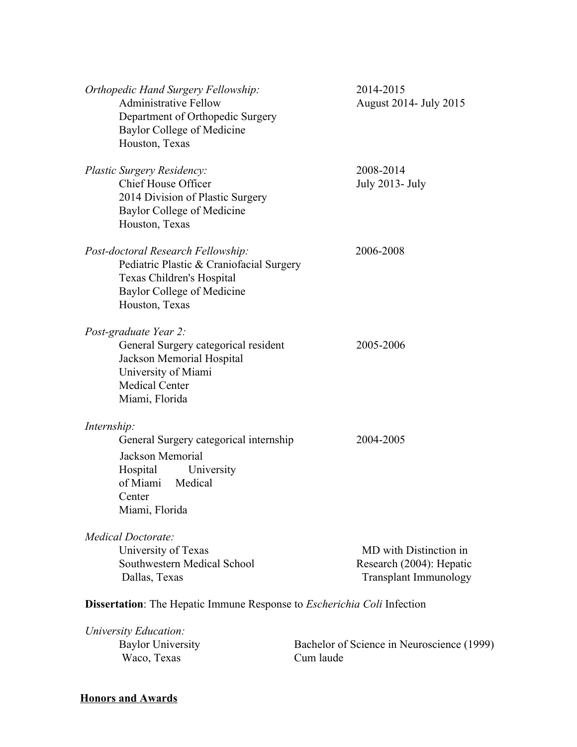*Orthopedic Hand Surgery Fellowship:* 2014-2015
Administrative Fellow August 2014- July 2015
Department of Orthopedic Surgery
Baylor College of Medicine
Houston, Texas

*Plastic Surgery Residency:* 2008-2014
Chief House Officer July 2013- July
2014 Division of Plastic Surgery
Baylor College of Medicine
Houston, Texas

*Post-doctoral Research Fellowship:* 2006-2008
Pediatric Plastic & Craniofacial Surgery
Texas Children's Hospital
Baylor College of Medicine
Houston, Texas

*Post-graduate Year 2:*
General Surgery categorical resident 2005-2006
Jackson Memorial Hospital
University of Miami
Medical Center
Miami, Florida

*Internship:*
General Surgery categorical internship 2004-2005
Jackson Memorial
Hospital University
of Miami Medical
Center
Miami, Florida

*Medical Doctorate:*
University of Texas
Southwestern Medical School
Dallas, Texas
MD with Distinction in Research (2004): Hepatic Transplant Immunology

**Dissertation**: The Hepatic Immune Response to *Escherichia Coli* Infection

*University Education:*
Baylor University
Waco, Texas
Bachelor of Science in Neuroscience (1999)
Cum laude

**<u>Honors and Awards</u>**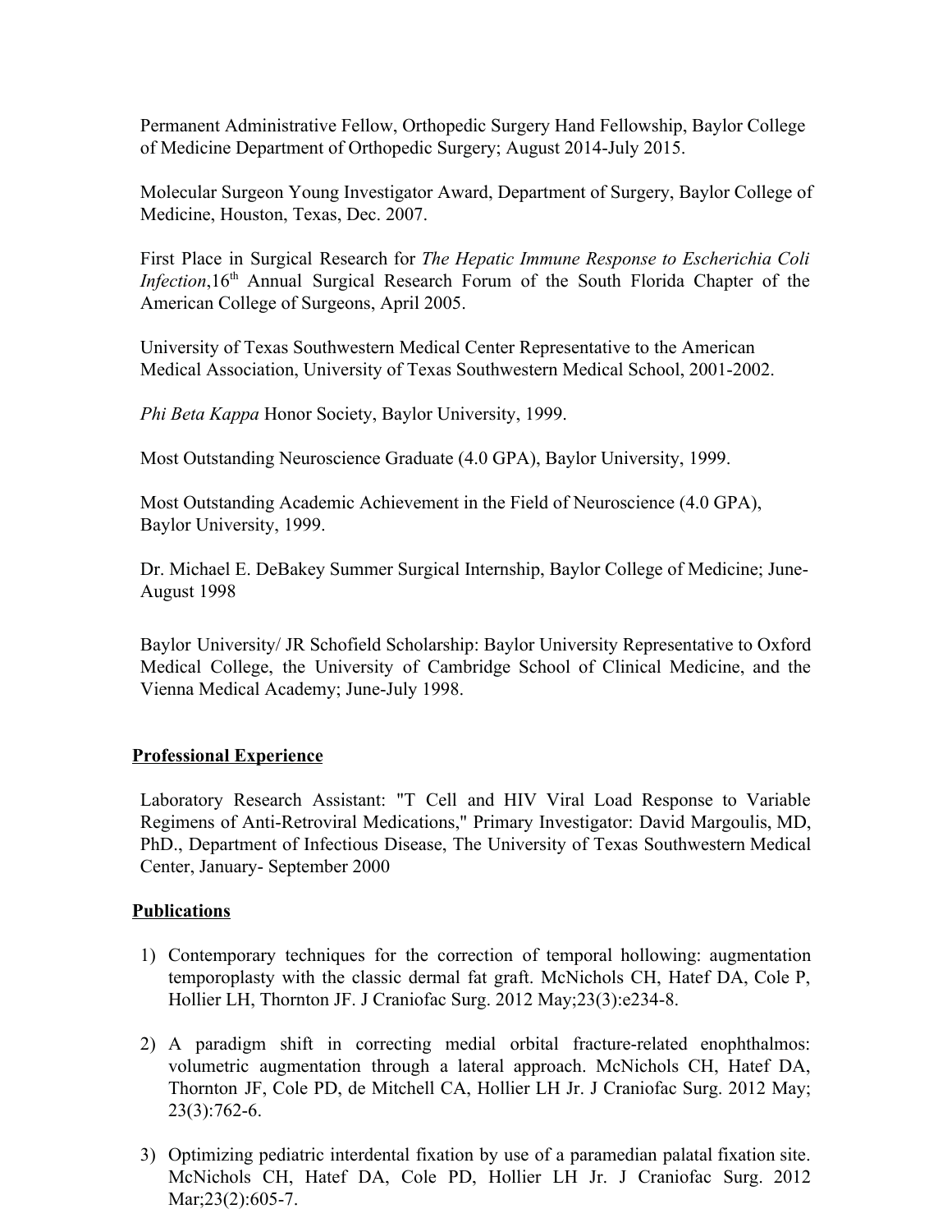Permanent Administrative Fellow, Orthopedic Surgery Hand Fellowship, Baylor College of Medicine Department of Orthopedic Surgery; August 2014-July 2015.

Molecular Surgeon Young Investigator Award, Department of Surgery, Baylor College of Medicine, Houston, Texas, Dec. 2007.

First Place in Surgical Research for *The Hepatic Immune Response to Escherichia Coli Infection*,16th Annual Surgical Research Forum of the South Florida Chapter of the American College of Surgeons, April 2005.

University of Texas Southwestern Medical Center Representative to the American Medical Association, University of Texas Southwestern Medical School, 2001-2002.

*Phi Beta Kappa* Honor Society, Baylor University, 1999.

Most Outstanding Neuroscience Graduate (4.0 GPA), Baylor University, 1999.

Most Outstanding Academic Achievement in the Field of Neuroscience (4.0 GPA), Baylor University, 1999.

Dr. Michael E. DeBakey Summer Surgical Internship, Baylor College of Medicine; June-August 1998

Baylor University/ JR Schofield Scholarship: Baylor University Representative to Oxford Medical College, the University of Cambridge School of Clinical Medicine, and the Vienna Medical Academy; June-July 1998.

## Professional Experience

Laboratory Research Assistant: "T Cell and HIV Viral Load Response to Variable Regimens of Anti-Retroviral Medications," Primary Investigator: David Margoulis, MD, PhD., Department of Infectious Disease, The University of Texas Southwestern Medical Center, January- September 2000

## Publications

1) Contemporary techniques for the correction of temporal hollowing: augmentation temporoplasty with the classic dermal fat graft. McNichols CH, Hatef DA, Cole P, Hollier LH, Thornton JF. J Craniofac Surg. 2012 May;23(3):e234-8.

2) A paradigm shift in correcting medial orbital fracture-related enophthalmos: volumetric augmentation through a lateral approach. McNichols CH, Hatef DA, Thornton JF, Cole PD, de Mitchell CA, Hollier LH Jr. J Craniofac Surg. 2012 May; 23(3):762-6.

3) Optimizing pediatric interdental fixation by use of a paramedian palatal fixation site. McNichols CH, Hatef DA, Cole PD, Hollier LH Jr. J Craniofac Surg. 2012 Mar;23(2):605-7.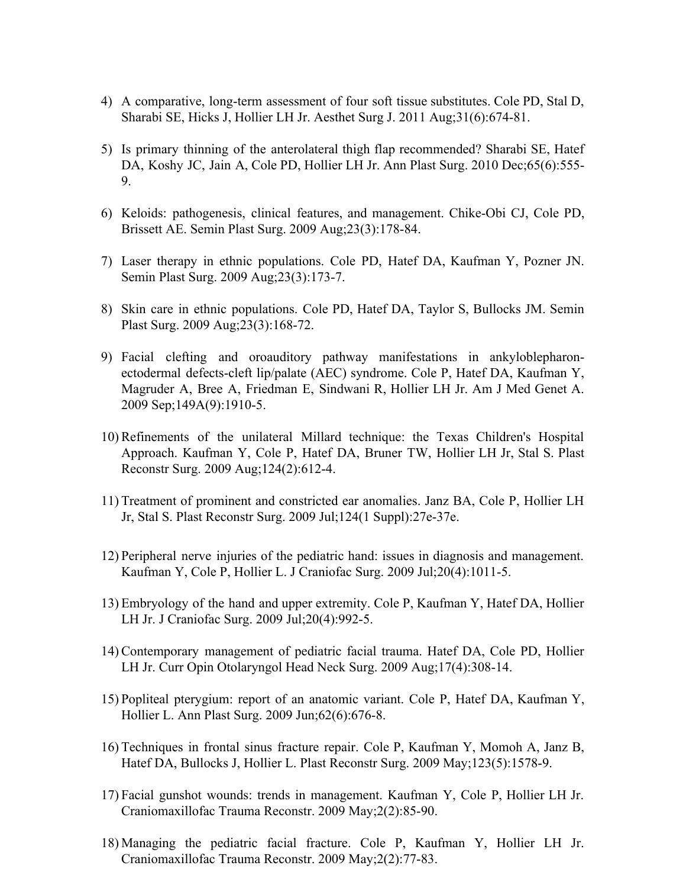4) A comparative, long-term assessment of four soft tissue substitutes. Cole PD, Stal D, Sharabi SE, Hicks J, Hollier LH Jr. Aesthet Surg J. 2011 Aug;31(6):674-81.

5) Is primary thinning of the anterolateral thigh flap recommended? Sharabi SE, Hatef DA, Koshy JC, Jain A, Cole PD, Hollier LH Jr. Ann Plast Surg. 2010 Dec;65(6):555-9.

6) Keloids: pathogenesis, clinical features, and management. Chike-Obi CJ, Cole PD, Brissett AE. Semin Plast Surg. 2009 Aug;23(3):178-84.

7) Laser therapy in ethnic populations. Cole PD, Hatef DA, Kaufman Y, Pozner JN. Semin Plast Surg. 2009 Aug;23(3):173-7.

8) Skin care in ethnic populations. Cole PD, Hatef DA, Taylor S, Bullocks JM. Semin Plast Surg. 2009 Aug;23(3):168-72.

9) Facial clefting and oroauditory pathway manifestations in ankyloblepharon-ectodermal defects-cleft lip/palate (AEC) syndrome. Cole P, Hatef DA, Kaufman Y, Magruder A, Bree A, Friedman E, Sindwani R, Hollier LH Jr. Am J Med Genet A. 2009 Sep;149A(9):1910-5.

10) Refinements of the unilateral Millard technique: the Texas Children's Hospital Approach. Kaufman Y, Cole P, Hatef DA, Bruner TW, Hollier LH Jr, Stal S. Plast Reconstr Surg. 2009 Aug;124(2):612-4.

11) Treatment of prominent and constricted ear anomalies. Janz BA, Cole P, Hollier LH Jr, Stal S. Plast Reconstr Surg. 2009 Jul;124(1 Suppl):27e-37e.

12) Peripheral nerve injuries of the pediatric hand: issues in diagnosis and management. Kaufman Y, Cole P, Hollier L. J Craniofac Surg. 2009 Jul;20(4):1011-5.

13) Embryology of the hand and upper extremity. Cole P, Kaufman Y, Hatef DA, Hollier LH Jr. J Craniofac Surg. 2009 Jul;20(4):992-5.

14) Contemporary management of pediatric facial trauma. Hatef DA, Cole PD, Hollier LH Jr. Curr Opin Otolaryngol Head Neck Surg. 2009 Aug;17(4):308-14.

15) Popliteal pterygium: report of an anatomic variant. Cole P, Hatef DA, Kaufman Y, Hollier L. Ann Plast Surg. 2009 Jun;62(6):676-8.

16) Techniques in frontal sinus fracture repair. Cole P, Kaufman Y, Momoh A, Janz B, Hatef DA, Bullocks J, Hollier L. Plast Reconstr Surg. 2009 May;123(5):1578-9.

17) Facial gunshot wounds: trends in management. Kaufman Y, Cole P, Hollier LH Jr. Craniomaxillofac Trauma Reconstr. 2009 May;2(2):85-90.

18) Managing the pediatric facial fracture. Cole P, Kaufman Y, Hollier LH Jr. Craniomaxillofac Trauma Reconstr. 2009 May;2(2):77-83.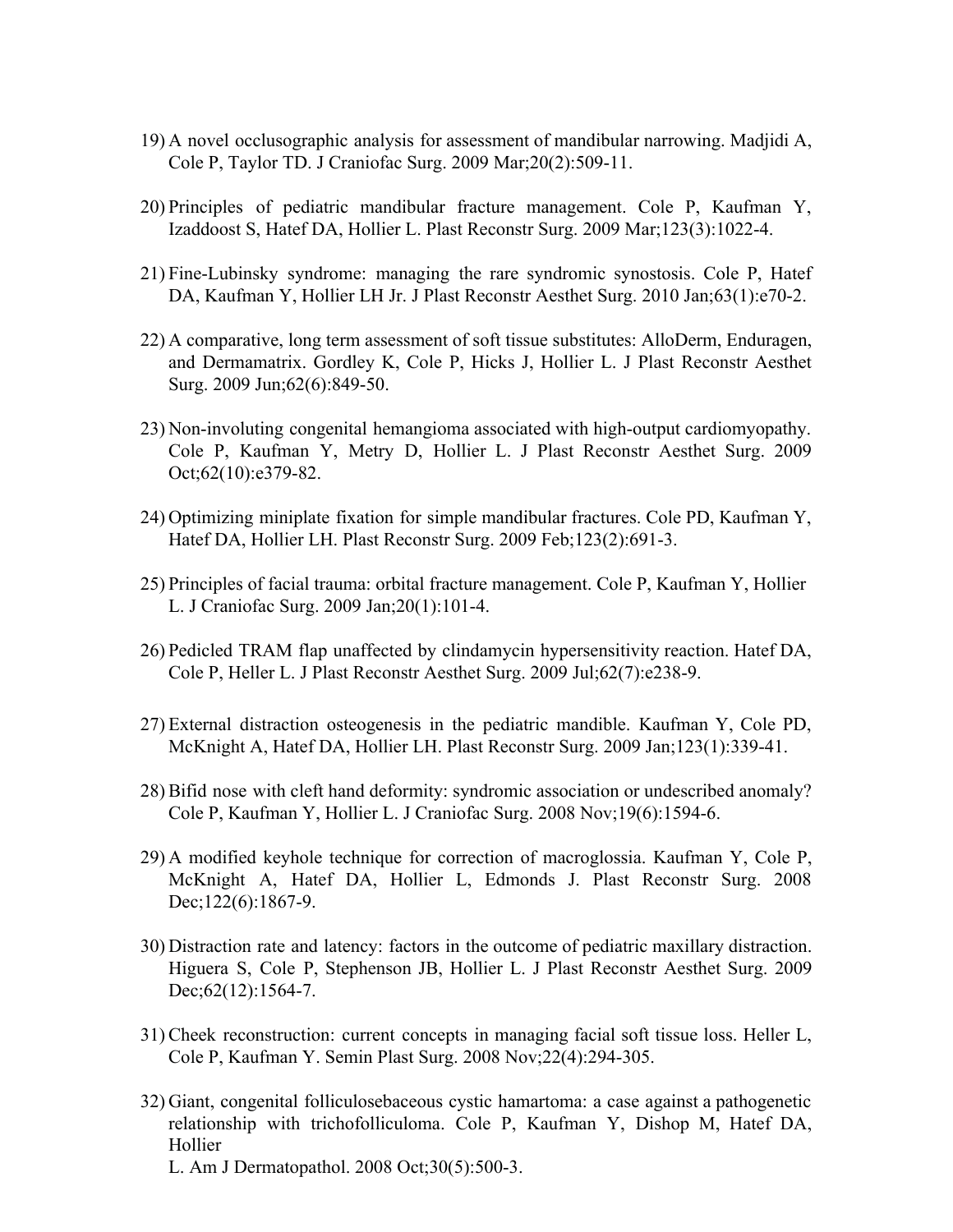19) A novel occlusographic analysis for assessment of mandibular narrowing. Madjidi A, Cole P, Taylor TD. J Craniofac Surg. 2009 Mar;20(2):509-11.

20) Principles of pediatric mandibular fracture management. Cole P, Kaufman Y, Izaddoost S, Hatef DA, Hollier L. Plast Reconstr Surg. 2009 Mar;123(3):1022-4.

21) Fine-Lubinsky syndrome: managing the rare syndromic synostosis. Cole P, Hatef DA, Kaufman Y, Hollier LH Jr. J Plast Reconstr Aesthet Surg. 2010 Jan;63(1):e70-2.

22) A comparative, long term assessment of soft tissue substitutes: AlloDerm, Enduragen, and Dermamatrix. Gordley K, Cole P, Hicks J, Hollier L. J Plast Reconstr Aesthet Surg. 2009 Jun;62(6):849-50.

23) Non-involuting congenital hemangioma associated with high-output cardiomyopathy. Cole P, Kaufman Y, Metry D, Hollier L. J Plast Reconstr Aesthet Surg. 2009 Oct;62(10):e379-82.

24) Optimizing miniplate fixation for simple mandibular fractures. Cole PD, Kaufman Y, Hatef DA, Hollier LH. Plast Reconstr Surg. 2009 Feb;123(2):691-3.

25) Principles of facial trauma: orbital fracture management. Cole P, Kaufman Y, Hollier L. J Craniofac Surg. 2009 Jan;20(1):101-4.

26) Pedicled TRAM flap unaffected by clindamycin hypersensitivity reaction. Hatef DA, Cole P, Heller L. J Plast Reconstr Aesthet Surg. 2009 Jul;62(7):e238-9.

27) External distraction osteogenesis in the pediatric mandible. Kaufman Y, Cole PD, McKnight A, Hatef DA, Hollier LH. Plast Reconstr Surg. 2009 Jan;123(1):339-41.

28) Bifid nose with cleft hand deformity: syndromic association or undescribed anomaly? Cole P, Kaufman Y, Hollier L. J Craniofac Surg. 2008 Nov;19(6):1594-6.

29) A modified keyhole technique for correction of macroglossia. Kaufman Y, Cole P, McKnight A, Hatef DA, Hollier L, Edmonds J. Plast Reconstr Surg. 2008 Dec;122(6):1867-9.

30) Distraction rate and latency: factors in the outcome of pediatric maxillary distraction. Higuera S, Cole P, Stephenson JB, Hollier L. J Plast Reconstr Aesthet Surg. 2009 Dec;62(12):1564-7.

31) Cheek reconstruction: current concepts in managing facial soft tissue loss. Heller L, Cole P, Kaufman Y. Semin Plast Surg. 2008 Nov;22(4):294-305.

32) Giant, congenital folliculosebaceous cystic hamartoma: a case against a pathogenetic relationship with trichofolliculoma. Cole P, Kaufman Y, Dishop M, Hatef DA, Hollier L. Am J Dermatopathol. 2008 Oct;30(5):500-3.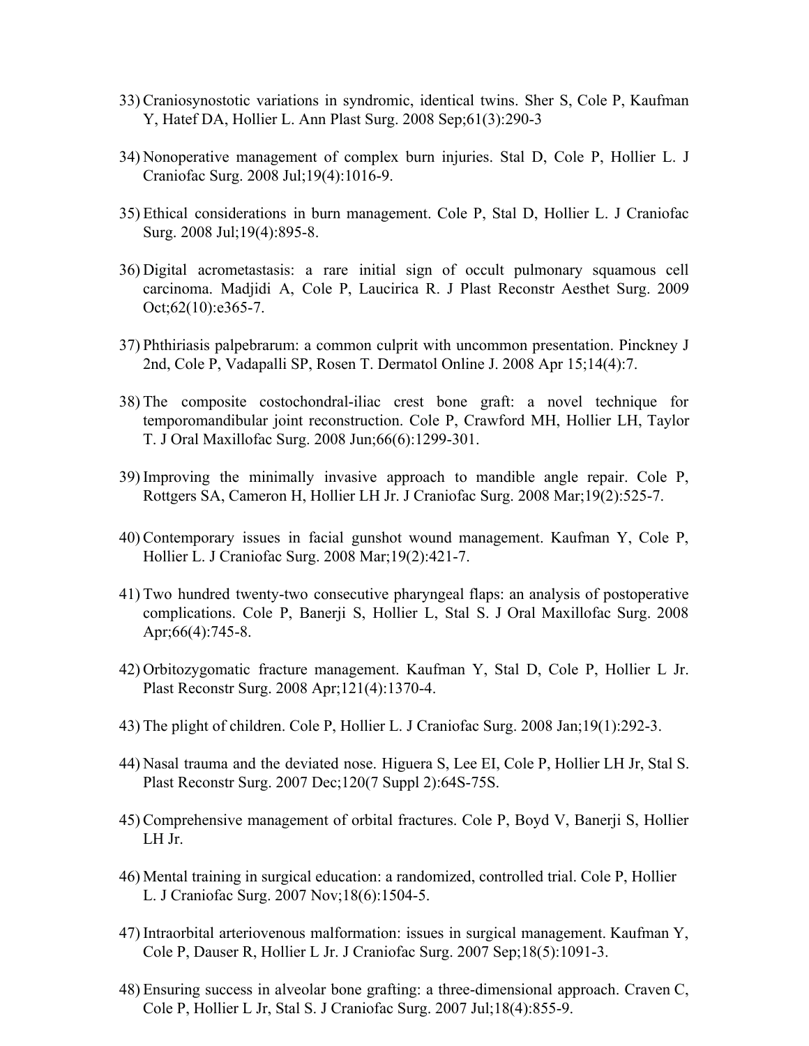33) Craniosynostotic variations in syndromic, identical twins. Sher S, Cole P, Kaufman Y, Hatef DA, Hollier L. Ann Plast Surg. 2008 Sep;61(3):290-3

34) Nonoperative management of complex burn injuries. Stal D, Cole P, Hollier L. J Craniofac Surg. 2008 Jul;19(4):1016-9.

35) Ethical considerations in burn management. Cole P, Stal D, Hollier L. J Craniofac Surg. 2008 Jul;19(4):895-8.

36) Digital acrometastasis: a rare initial sign of occult pulmonary squamous cell carcinoma. Madjidi A, Cole P, Laucirica R. J Plast Reconstr Aesthet Surg. 2009 Oct;62(10):e365-7.

37) Phthiriasis palpebrarum: a common culprit with uncommon presentation. Pinckney J 2nd, Cole P, Vadapalli SP, Rosen T. Dermatol Online J. 2008 Apr 15;14(4):7.

38) The composite costochondral-iliac crest bone graft: a novel technique for temporomandibular joint reconstruction. Cole P, Crawford MH, Hollier LH, Taylor T. J Oral Maxillofac Surg. 2008 Jun;66(6):1299-301.

39) Improving the minimally invasive approach to mandible angle repair. Cole P, Rottgers SA, Cameron H, Hollier LH Jr. J Craniofac Surg. 2008 Mar;19(2):525-7.

40) Contemporary issues in facial gunshot wound management. Kaufman Y, Cole P, Hollier L. J Craniofac Surg. 2008 Mar;19(2):421-7.

41) Two hundred twenty-two consecutive pharyngeal flaps: an analysis of postoperative complications. Cole P, Banerji S, Hollier L, Stal S. J Oral Maxillofac Surg. 2008 Apr;66(4):745-8.

42) Orbitozygomatic fracture management. Kaufman Y, Stal D, Cole P, Hollier L Jr. Plast Reconstr Surg. 2008 Apr;121(4):1370-4.

43) The plight of children. Cole P, Hollier L. J Craniofac Surg. 2008 Jan;19(1):292-3.

44) Nasal trauma and the deviated nose. Higuera S, Lee EI, Cole P, Hollier LH Jr, Stal S. Plast Reconstr Surg. 2007 Dec;120(7 Suppl 2):64S-75S.

45) Comprehensive management of orbital fractures. Cole P, Boyd V, Banerji S, Hollier LH Jr.

46) Mental training in surgical education: a randomized, controlled trial. Cole P, Hollier L. J Craniofac Surg. 2007 Nov;18(6):1504-5.

47) Intraorbital arteriovenous malformation: issues in surgical management. Kaufman Y, Cole P, Dauser R, Hollier L Jr. J Craniofac Surg. 2007 Sep;18(5):1091-3.

48) Ensuring success in alveolar bone grafting: a three-dimensional approach. Craven C, Cole P, Hollier L Jr, Stal S. J Craniofac Surg. 2007 Jul;18(4):855-9.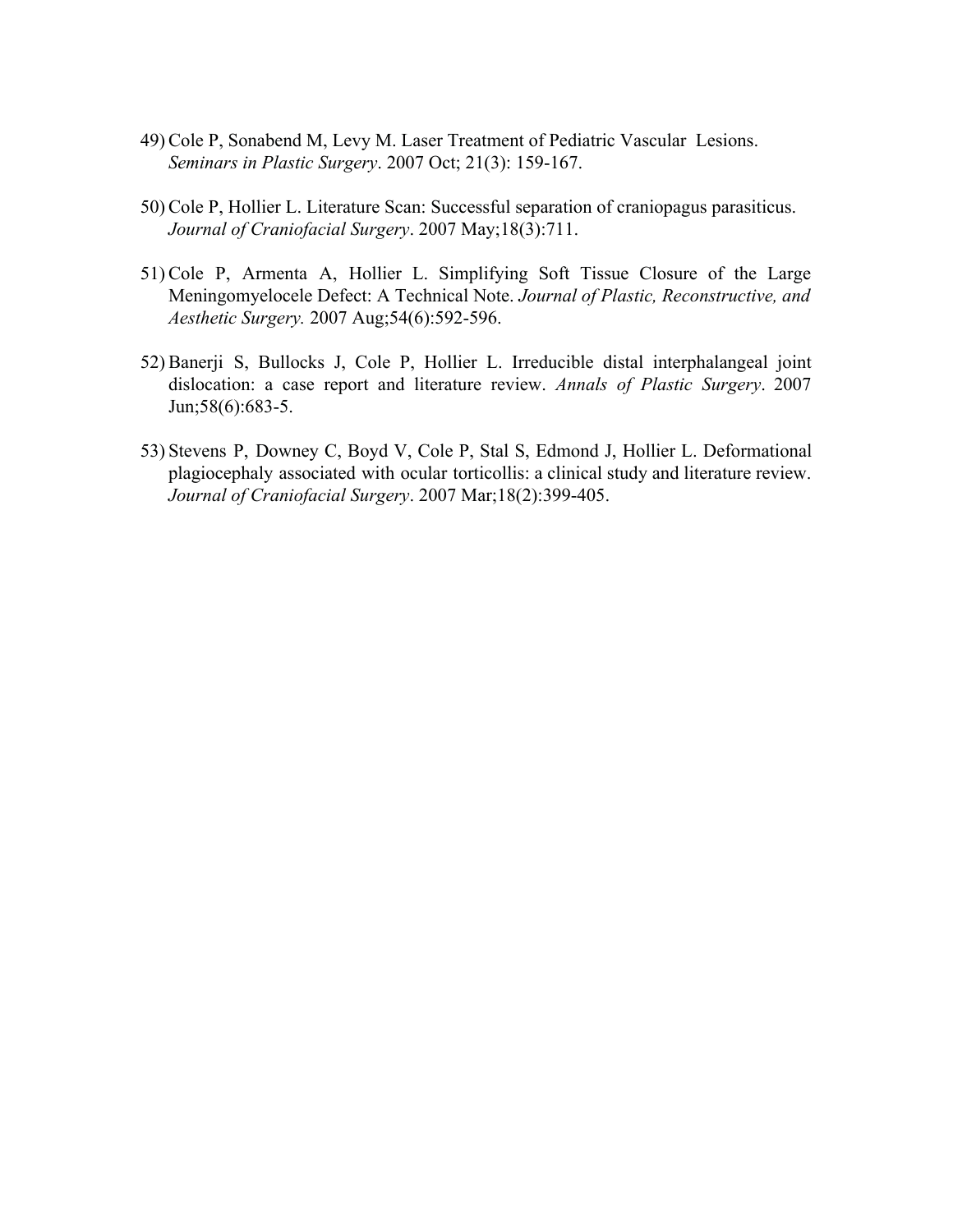49) Cole P, Sonabend M, Levy M. Laser Treatment of Pediatric Vascular Lesions. *Seminars in Plastic Surgery*. 2007 Oct; 21(3): 159-167.

50) Cole P, Hollier L. Literature Scan: Successful separation of craniopagus parasiticus. *Journal of Craniofacial Surgery*. 2007 May;18(3):711.

51) Cole P, Armenta A, Hollier L. Simplifying Soft Tissue Closure of the Large Meningomyelocele Defect: A Technical Note. *Journal of Plastic, Reconstructive, and Aesthetic Surgery.* 2007 Aug;54(6):592-596.

52) Banerji S, Bullocks J, Cole P, Hollier L. Irreducible distal interphalangeal joint dislocation: a case report and literature review. *Annals of Plastic Surgery*. 2007 Jun;58(6):683-5.

53) Stevens P, Downey C, Boyd V, Cole P, Stal S, Edmond J, Hollier L. Deformational plagiocephaly associated with ocular torticollis: a clinical study and literature review. *Journal of Craniofacial Surgery*. 2007 Mar;18(2):399-405.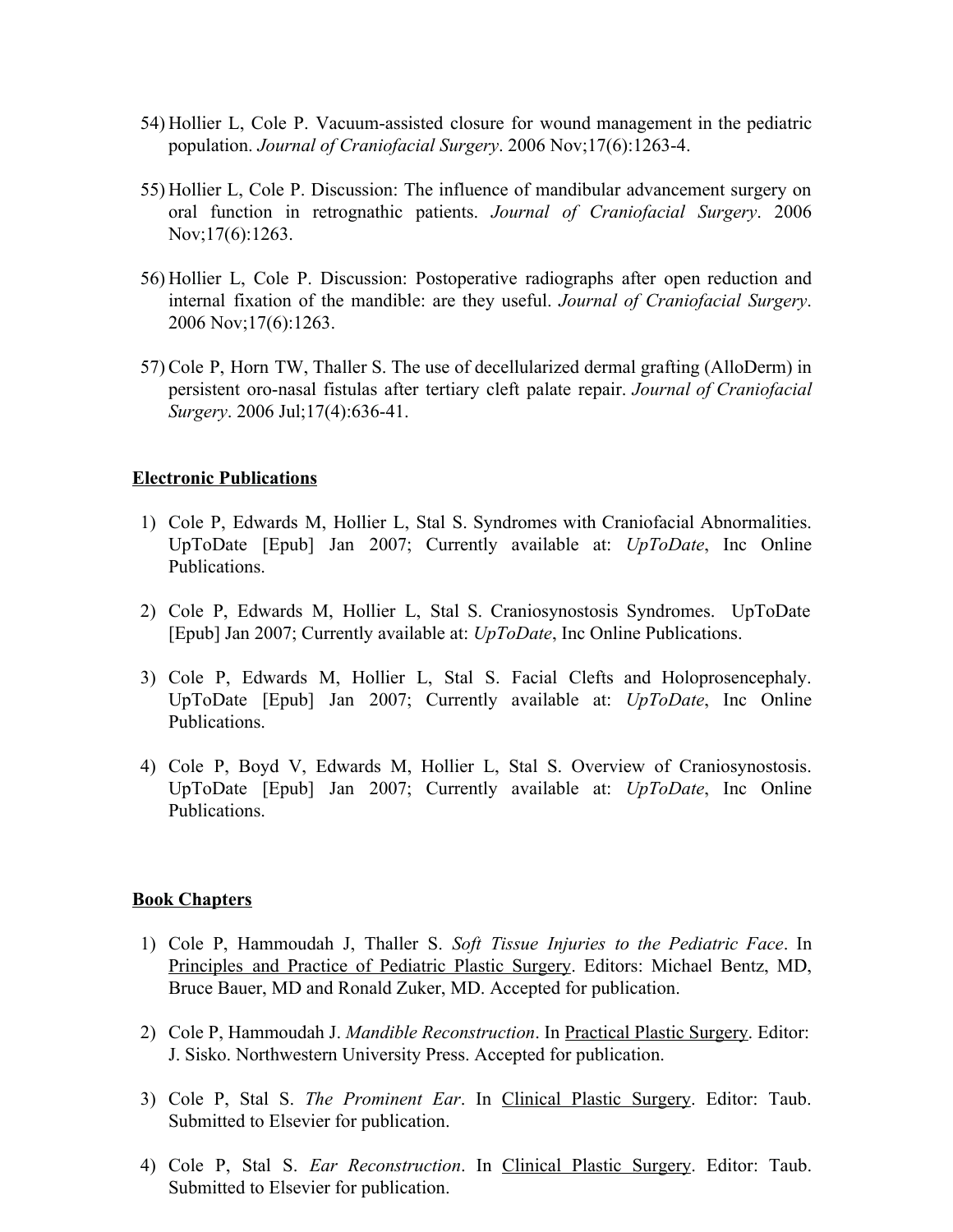54) Hollier L, Cole P. Vacuum-assisted closure for wound management in the pediatric population. *Journal of Craniofacial Surgery*. 2006 Nov;17(6):1263-4.

55) Hollier L, Cole P. Discussion: The influence of mandibular advancement surgery on oral function in retrognathic patients. *Journal of Craniofacial Surgery*. 2006 Nov;17(6):1263.

56) Hollier L, Cole P. Discussion: Postoperative radiographs after open reduction and internal fixation of the mandible: are they useful. *Journal of Craniofacial Surgery*. 2006 Nov;17(6):1263.

57) Cole P, Horn TW, Thaller S. The use of decellularized dermal grafting (AlloDerm) in persistent oro-nasal fistulas after tertiary cleft palate repair. *Journal of Craniofacial Surgery*. 2006 Jul;17(4):636-41.

**<u>Electronic Publications</u>**

1) Cole P, Edwards M, Hollier L, Stal S. Syndromes with Craniofacial Abnormalities. UpToDate [Epub] Jan 2007; Currently available at: *UpToDate*, Inc Online Publications.

2) Cole P, Edwards M, Hollier L, Stal S. Craniosynostosis Syndromes. UpToDate [Epub] Jan 2007; Currently available at: *UpToDate*, Inc Online Publications.

3) Cole P, Edwards M, Hollier L, Stal S. Facial Clefts and Holoprosencephaly. UpToDate [Epub] Jan 2007; Currently available at: *UpToDate*, Inc Online Publications.

4) Cole P, Boyd V, Edwards M, Hollier L, Stal S. Overview of Craniosynostosis. UpToDate [Epub] Jan 2007; Currently available at: *UpToDate*, Inc Online Publications.

**<u>Book Chapters</u>**

1) Cole P, Hammoudah J, Thaller S. *Soft Tissue Injuries to the Pediatric Face*. In <u>Principles and Practice of Pediatric Plastic Surgery</u>. Editors: Michael Bentz, MD, Bruce Bauer, MD and Ronald Zuker, MD. Accepted for publication.

2) Cole P, Hammoudah J. *Mandible Reconstruction*. In <u>Practical Plastic Surgery</u>. Editor: J. Sisko. Northwestern University Press. Accepted for publication.

3) Cole P, Stal S. *The Prominent Ear*. In <u>Clinical Plastic Surgery</u>. Editor: Taub. Submitted to Elsevier for publication.

4) Cole P, Stal S. *Ear Reconstruction*. In <u>Clinical Plastic Surgery</u>. Editor: Taub. Submitted to Elsevier for publication.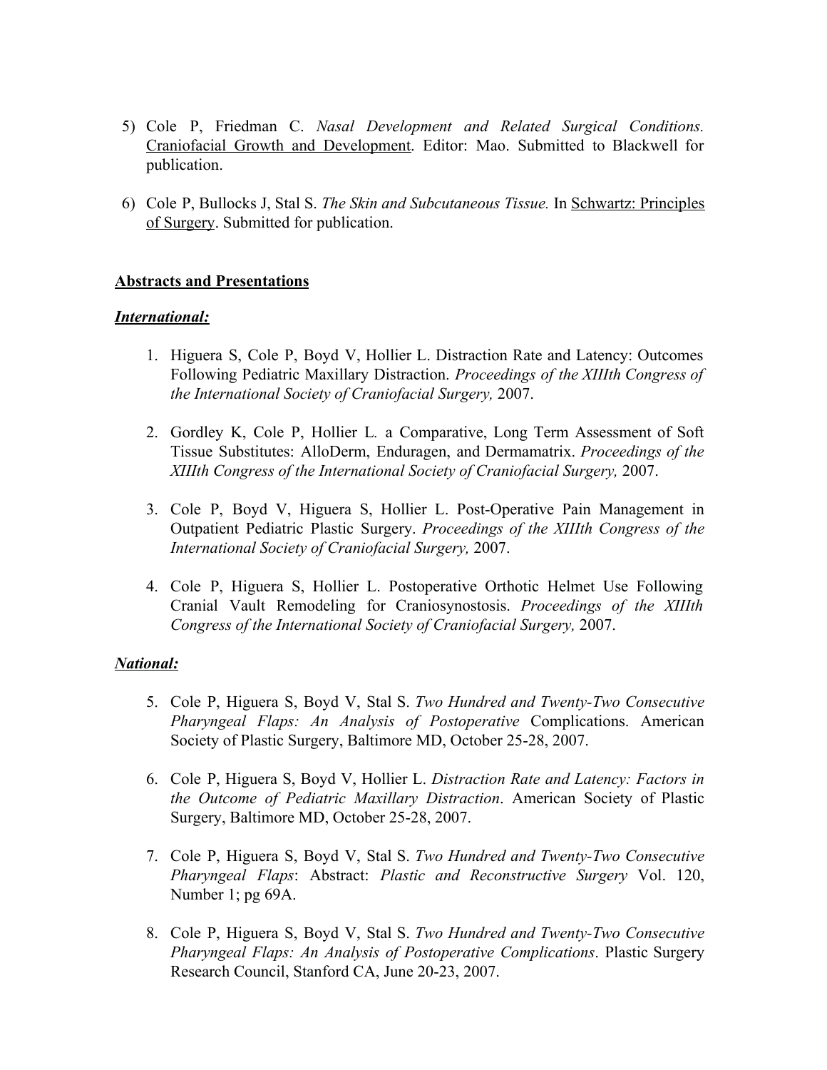5) Cole P, Friedman C. *Nasal Development and Related Surgical Conditions.* Craniofacial Growth and Development. Editor: Mao. Submitted to Blackwell for publication.

6) Cole P, Bullocks J, Stal S. *The Skin and Subcutaneous Tissue.* In Schwartz: Principles of Surgery. Submitted for publication.

**Abstracts and Presentations**

***International:***

1. Higuera S, Cole P, Boyd V, Hollier L. Distraction Rate and Latency: Outcomes Following Pediatric Maxillary Distraction. *Proceedings of the XIIIth Congress of the International Society of Craniofacial Surgery,* 2007.

2. Gordley K, Cole P, Hollier L. a Comparative, Long Term Assessment of Soft Tissue Substitutes: AlloDerm, Enduragen, and Dermamatrix. *Proceedings of the XIIIth Congress of the International Society of Craniofacial Surgery,* 2007.

3. Cole P, Boyd V, Higuera S, Hollier L. Post-Operative Pain Management in Outpatient Pediatric Plastic Surgery. *Proceedings of the XIIIth Congress of the International Society of Craniofacial Surgery,* 2007.

4. Cole P, Higuera S, Hollier L. Postoperative Orthotic Helmet Use Following Cranial Vault Remodeling for Craniosynostosis. *Proceedings of the XIIIth Congress of the International Society of Craniofacial Surgery,* 2007.

***National:***

5. Cole P, Higuera S, Boyd V, Stal S. *Two Hundred and Twenty-Two Consecutive Pharyngeal Flaps: An Analysis of Postoperative* Complications. American Society of Plastic Surgery, Baltimore MD, October 25-28, 2007.

6. Cole P, Higuera S, Boyd V, Hollier L. *Distraction Rate and Latency: Factors in the Outcome of Pediatric Maxillary Distraction*. American Society of Plastic Surgery, Baltimore MD, October 25-28, 2007.

7. Cole P, Higuera S, Boyd V, Stal S. *Two Hundred and Twenty-Two Consecutive Pharyngeal Flaps*: Abstract: *Plastic and Reconstructive Surgery* Vol. 120, Number 1; pg 69A.

8. Cole P, Higuera S, Boyd V, Stal S. *Two Hundred and Twenty-Two Consecutive Pharyngeal Flaps: An Analysis of Postoperative Complications*. Plastic Surgery Research Council, Stanford CA, June 20-23, 2007.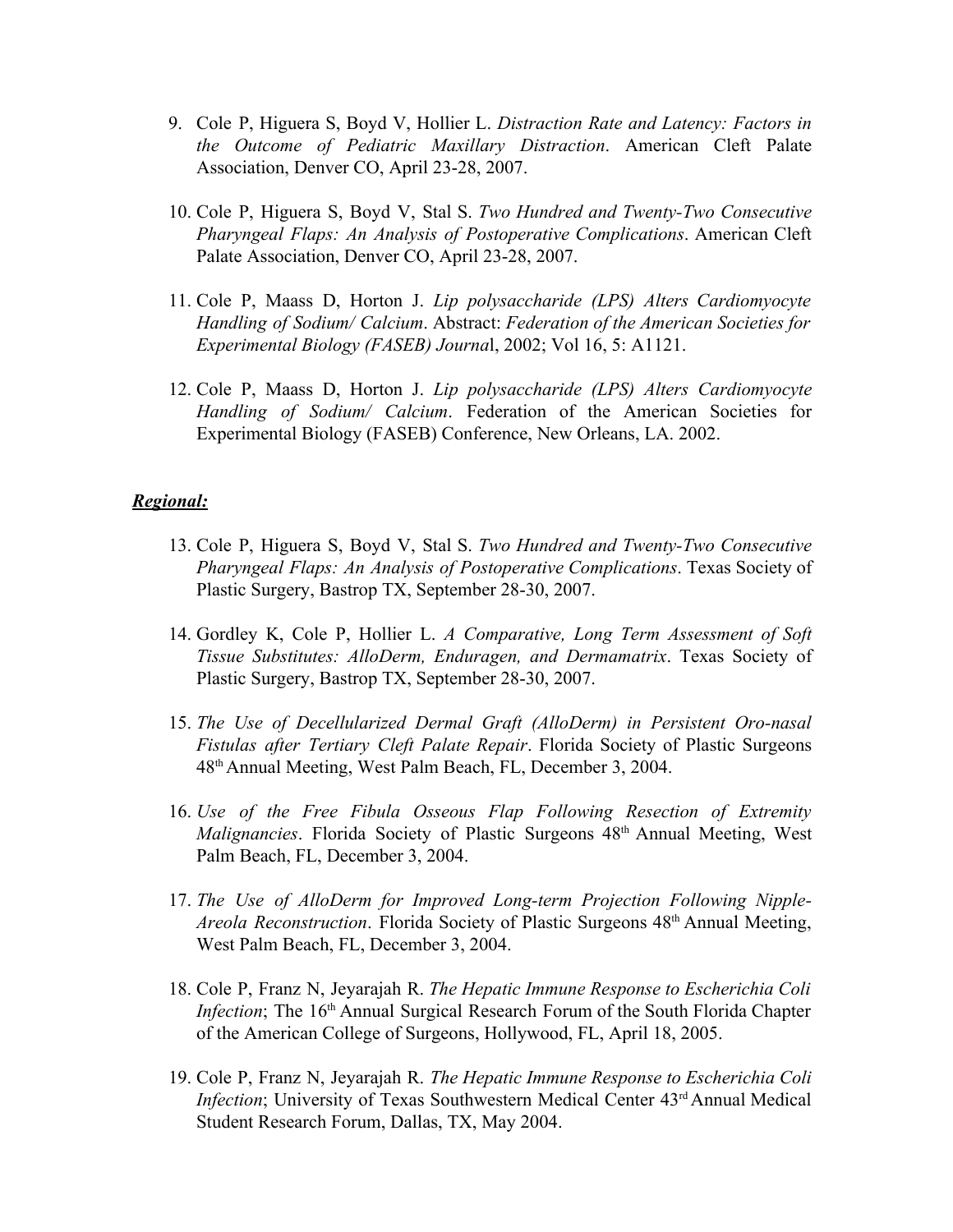9. Cole P, Higuera S, Boyd V, Hollier L. *Distraction Rate and Latency: Factors in the Outcome of Pediatric Maxillary Distraction*. American Cleft Palate Association, Denver CO, April 23-28, 2007.

10. Cole P, Higuera S, Boyd V, Stal S. *Two Hundred and Twenty-Two Consecutive Pharyngeal Flaps: An Analysis of Postoperative Complications*. American Cleft Palate Association, Denver CO, April 23-28, 2007.

11. Cole P, Maass D, Horton J. *Lip polysaccharide (LPS) Alters Cardiomyocyte Handling of Sodium/ Calcium*. Abstract: *Federation of the American Societies for Experimental Biology (FASEB) Journa*l, 2002; Vol 16, 5: A1121.

12. Cole P, Maass D, Horton J. *Lip polysaccharide (LPS) Alters Cardiomyocyte Handling of Sodium/ Calcium*. Federation of the American Societies for Experimental Biology (FASEB) Conference, New Orleans, LA. 2002.

***Regional:***

13. Cole P, Higuera S, Boyd V, Stal S. *Two Hundred and Twenty-Two Consecutive Pharyngeal Flaps: An Analysis of Postoperative Complications*. Texas Society of Plastic Surgery, Bastrop TX, September 28-30, 2007.

14. Gordley K, Cole P, Hollier L. *A Comparative, Long Term Assessment of Soft Tissue Substitutes: AlloDerm, Enduragen, and Dermamatrix*. Texas Society of Plastic Surgery, Bastrop TX, September 28-30, 2007.

15. *The Use of Decellularized Dermal Graft (AlloDerm) in Persistent Oro-nasal Fistulas after Tertiary Cleft Palate Repair*. Florida Society of Plastic Surgeons 48th Annual Meeting, West Palm Beach, FL, December 3, 2004.

16. *Use of the Free Fibula Osseous Flap Following Resection of Extremity Malignancies*. Florida Society of Plastic Surgeons 48th Annual Meeting, West Palm Beach, FL, December 3, 2004.

17. *The Use of AlloDerm for Improved Long-term Projection Following Nipple-Areola Reconstruction*. Florida Society of Plastic Surgeons 48th Annual Meeting, West Palm Beach, FL, December 3, 2004.

18. Cole P, Franz N, Jeyarajah R. *The Hepatic Immune Response to Escherichia Coli Infection*; The 16th Annual Surgical Research Forum of the South Florida Chapter of the American College of Surgeons, Hollywood, FL, April 18, 2005.

19. Cole P, Franz N, Jeyarajah R. *The Hepatic Immune Response to Escherichia Coli Infection*; University of Texas Southwestern Medical Center 43rd Annual Medical Student Research Forum, Dallas, TX, May 2004.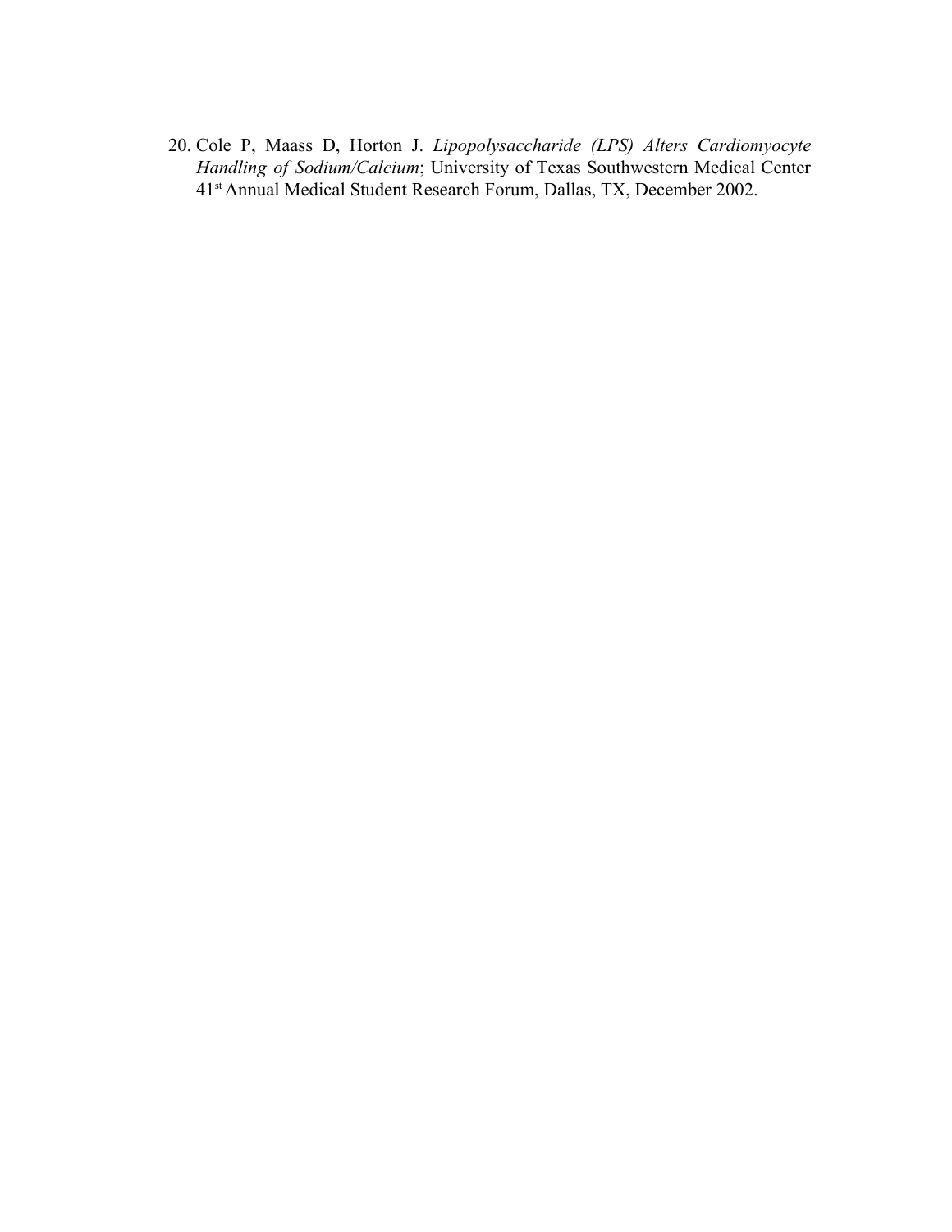20. Cole P, Maass D, Horton J. *Lipopolysaccharide (LPS) Alters Cardiomyocyte Handling of Sodium/Calcium*; University of Texas Southwestern Medical Center 41st Annual Medical Student Research Forum, Dallas, TX, December 2002.